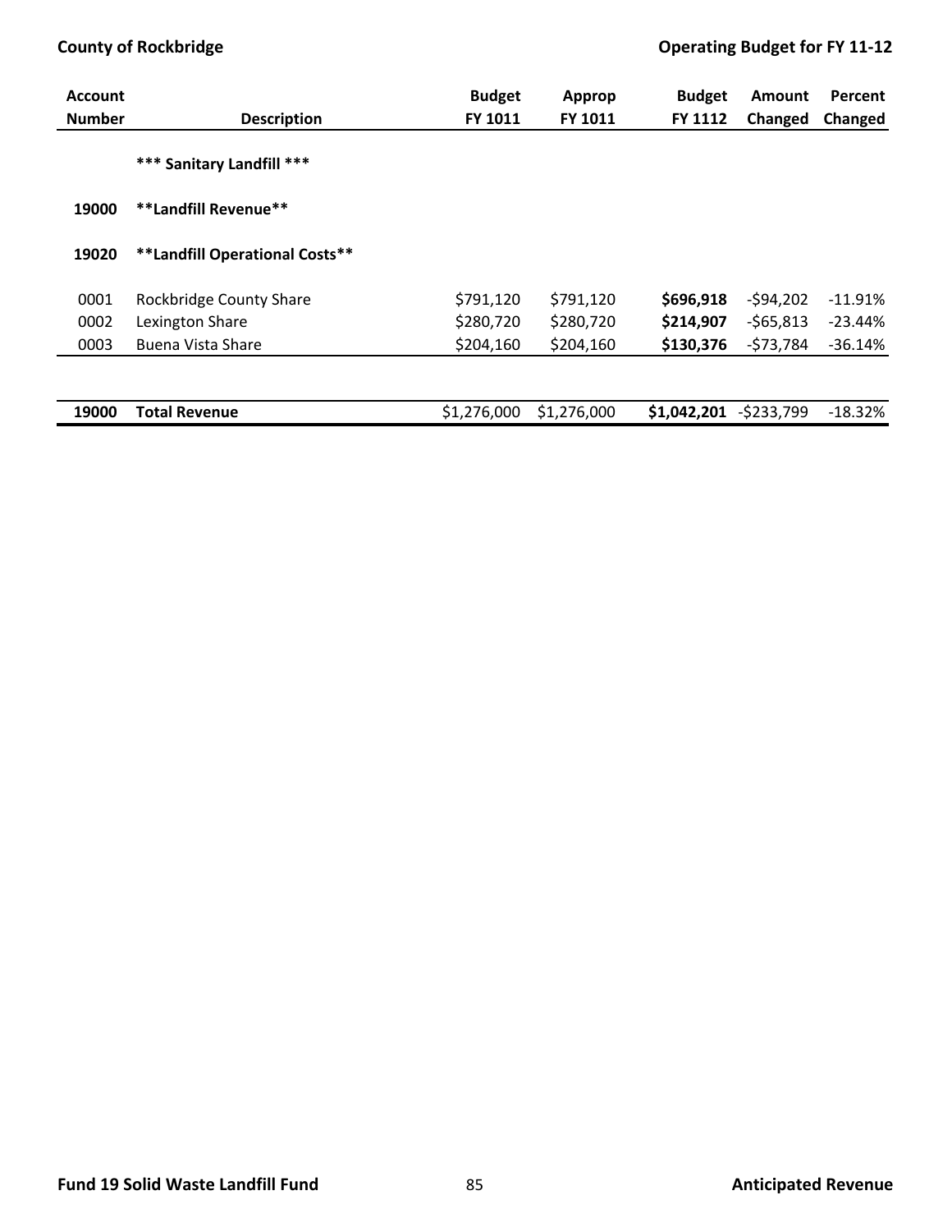| Account Number | Description | Budget FY 1011 | Approp FY 1011 | Budget FY 1112 | Amount Changed | Percent Changed |
|---|---|---|---|---|---|---|
| | **\*\*\* Sanitary Landfill \*\*\*** | | | | | |
| **19000** | **\*\*Landfill Revenue\*\*** | | | | | |
| **19020** | **\*\*Landfill Operational Costs\*\*** | | | | | |
| 0001 | Rockbridge County Share | $791,120 | $791,120 | **$696,918** | -$94,202 | -11.91% |
| 0002 | Lexington Share | $280,720 | $280,720 | **$214,907** | -$65,813 | -23.44% |
| 0003 | Buena Vista Share | $204,160 | $204,160 | **$130,376** | -$73,784 | -36.14% |
| **19000** | **Total Revenue** | $1,276,000 | $1,276,000 | **$1,042,201** | -$233,799 | -18.32% |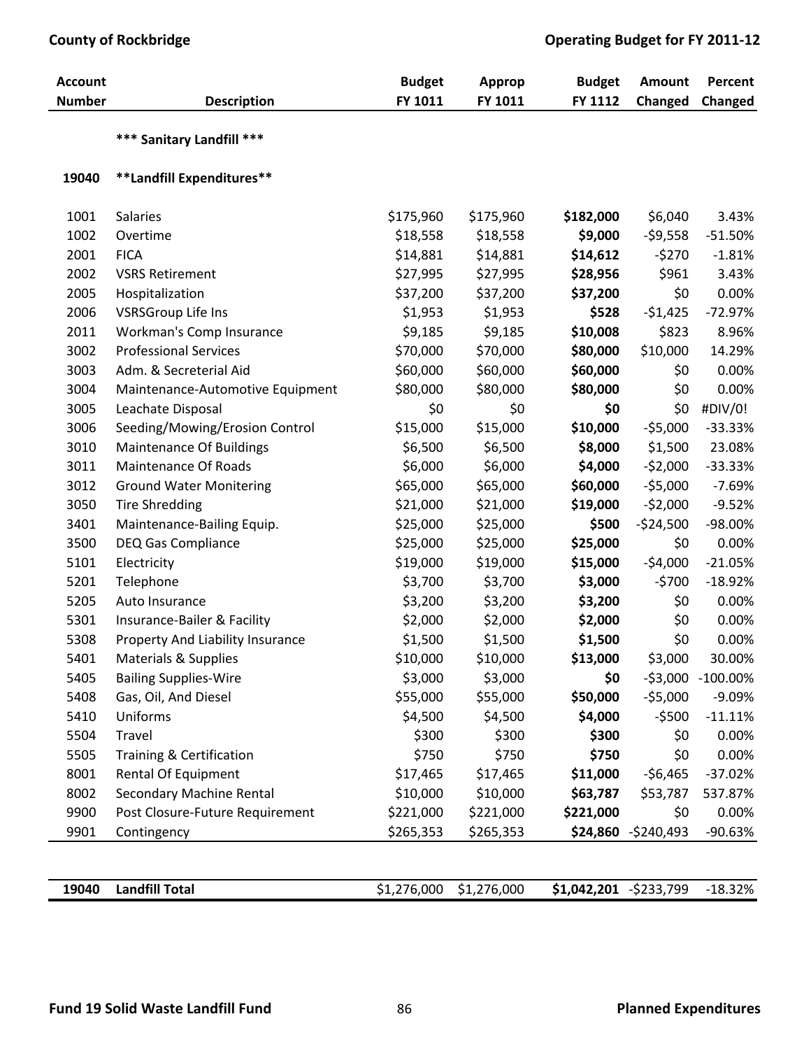| Account Number | Description | Budget FY 1011 | Approp FY 1011 | Budget FY 1112 | Amount Changed | Percent Changed |
|---|---|---|---|---|---|---|
| | *** Sanitary Landfill *** | | | | | |
| 19040 | **Landfill Expenditures** | | | | | |
| 1001 | Salaries | $175,960 | $175,960 | **$182,000** | $6,040 | 3.43% |
| 1002 | Overtime | $18,558 | $18,558 | **$9,000** | -$9,558 | -51.50% |
| 2001 | FICA | $14,881 | $14,881 | **$14,612** | -$270 | -1.81% |
| 2002 | VSRS Retirement | $27,995 | $27,995 | **$28,956** | $961 | 3.43% |
| 2005 | Hospitalization | $37,200 | $37,200 | **$37,200** | $0 | 0.00% |
| 2006 | VSRSGroup Life Ins | $1,953 | $1,953 | **$528** | -$1,425 | -72.97% |
| 2011 | Workman's Comp Insurance | $9,185 | $9,185 | **$10,008** | $823 | 8.96% |
| 3002 | Professional Services | $70,000 | $70,000 | **$80,000** | $10,000 | 14.29% |
| 3003 | Adm. & Secreterial Aid | $60,000 | $60,000 | **$60,000** | $0 | 0.00% |
| 3004 | Maintenance-Automotive Equipment | $80,000 | $80,000 | **$80,000** | $0 | 0.00% |
| 3005 | Leachate Disposal | $0 | $0 | **$0** | $0 | #DIV/0! |
| 3006 | Seeding/Mowing/Erosion Control | $15,000 | $15,000 | **$10,000** | -$5,000 | -33.33% |
| 3010 | Maintenance Of Buildings | $6,500 | $6,500 | **$8,000** | $1,500 | 23.08% |
| 3011 | Maintenance Of Roads | $6,000 | $6,000 | **$4,000** | -$2,000 | -33.33% |
| 3012 | Ground Water Monitering | $65,000 | $65,000 | **$60,000** | -$5,000 | -7.69% |
| 3050 | Tire Shredding | $21,000 | $21,000 | **$19,000** | -$2,000 | -9.52% |
| 3401 | Maintenance-Bailing Equip. | $25,000 | $25,000 | **$500** | -$24,500 | -98.00% |
| 3500 | DEQ Gas Compliance | $25,000 | $25,000 | **$25,000** | $0 | 0.00% |
| 5101 | Electricity | $19,000 | $19,000 | **$15,000** | -$4,000 | -21.05% |
| 5201 | Telephone | $3,700 | $3,700 | **$3,000** | -$700 | -18.92% |
| 5205 | Auto Insurance | $3,200 | $3,200 | **$3,200** | $0 | 0.00% |
| 5301 | Insurance-Bailer & Facility | $2,000 | $2,000 | **$2,000** | $0 | 0.00% |
| 5308 | Property And Liability Insurance | $1,500 | $1,500 | **$1,500** | $0 | 0.00% |
| 5401 | Materials & Supplies | $10,000 | $10,000 | **$13,000** | $3,000 | 30.00% |
| 5405 | Bailing Supplies-Wire | $3,000 | $3,000 | **$0** | -$3,000 | -100.00% |
| 5408 | Gas, Oil, And Diesel | $55,000 | $55,000 | **$50,000** | -$5,000 | -9.09% |
| 5410 | Uniforms | $4,500 | $4,500 | **$4,000** | -$500 | -11.11% |
| 5504 | Travel | $300 | $300 | **$300** | $0 | 0.00% |
| 5505 | Training & Certification | $750 | $750 | **$750** | $0 | 0.00% |
| 8001 | Rental Of Equipment | $17,465 | $17,465 | **$11,000** | -$6,465 | -37.02% |
| 8002 | Secondary Machine Rental | $10,000 | $10,000 | **$63,787** | $53,787 | 537.87% |
| 9900 | Post Closure-Future Requirement | $221,000 | $221,000 | **$221,000** | $0 | 0.00% |
| 9901 | Contingency | $265,353 | $265,353 | **$24,860** | -$240,493 | -90.63% |
| **19040** | **Landfill Total** | $1,276,000 | $1,276,000 | **$1,042,201** | -$233,799 | -18.32% |